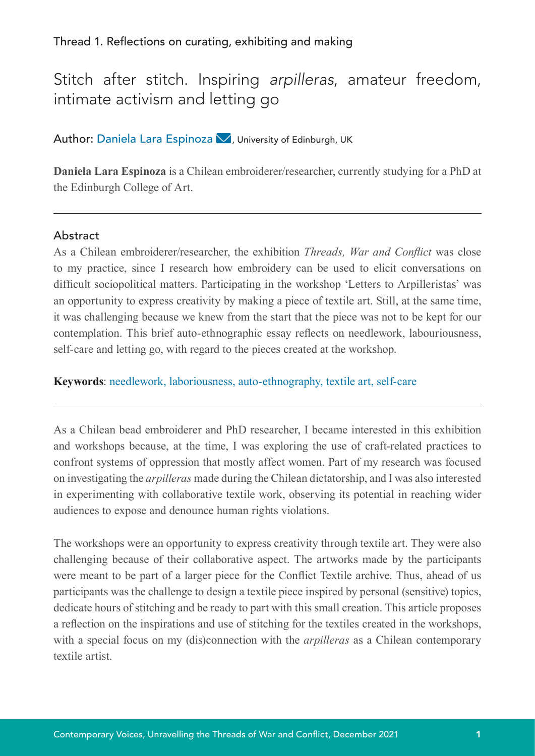Thread 1. Reflections on curating, exhibiting and making

# Stitch after stitch. Inspiring *arpilleras*, amateur freedom, intimate activism and letting go

Author: Daniela Lara Espinoza, University of Edinburgh, UK

**Daniela Lara Espinoza** is a Chilean embroiderer/researcher, currently studying for a PhD at the Edinburgh College of Art.

---

## Abstract

As a Chilean embroiderer/researcher, the exhibition *Threads, War and Conflict* was close to my practice, since I research how embroidery can be used to elicit conversations on difficult sociopolitical matters. Participating in the workshop 'Letters to Arpilleristas' was an opportunity to express creativity by making a piece of textile art. Still, at the same time, it was challenging because we knew from the start that the piece was not to be kept for our contemplation. This brief auto-ethnographic essay reflects on needlework, labouriousness, self-care and letting go, with regard to the pieces created at the workshop.

**Keywords**: needlework, laboriousness, auto-ethnography, textile art, self-care

---

As a Chilean bead embroiderer and PhD researcher, I became interested in this exhibition and workshops because, at the time, I was exploring the use of craft-related practices to confront systems of oppression that mostly affect women. Part of my research was focused on investigating the *arpilleras* made during the Chilean dictatorship, and I was also interested in experimenting with collaborative textile work, observing its potential in reaching wider audiences to expose and denounce human rights violations.

The workshops were an opportunity to express creativity through textile art. They were also challenging because of their collaborative aspect. The artworks made by the participants were meant to be part of a larger piece for the Conflict Textile archive. Thus, ahead of us participants was the challenge to design a textile piece inspired by personal (sensitive) topics, dedicate hours of stitching and be ready to part with this small creation. This article proposes a reflection on the inspirations and use of stitching for the textiles created in the workshops, with a special focus on my (dis)connection with the *arpilleras* as a Chilean contemporary textile artist.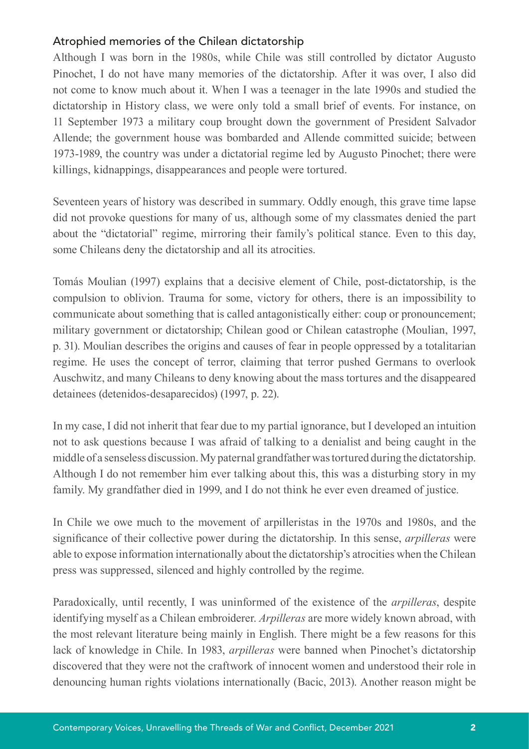## Atrophied memories of the Chilean dictatorship

Although I was born in the 1980s, while Chile was still controlled by dictator Augusto Pinochet, I do not have many memories of the dictatorship. After it was over, I also did not come to know much about it. When I was a teenager in the late 1990s and studied the dictatorship in History class, we were only told a small brief of events. For instance, on 11 September 1973 a military coup brought down the government of President Salvador Allende; the government house was bombarded and Allende committed suicide; between 1973-1989, the country was under a dictatorial regime led by Augusto Pinochet; there were killings, kidnappings, disappearances and people were tortured.

Seventeen years of history was described in summary. Oddly enough, this grave time lapse did not provoke questions for many of us, although some of my classmates denied the part about the "dictatorial" regime, mirroring their family's political stance. Even to this day, some Chileans deny the dictatorship and all its atrocities.

Tomás Moulian (1997) explains that a decisive element of Chile, post-dictatorship, is the compulsion to oblivion. Trauma for some, victory for others, there is an impossibility to communicate about something that is called antagonistically either: coup or pronouncement; military government or dictatorship; Chilean good or Chilean catastrophe (Moulian, 1997, p. 31). Moulian describes the origins and causes of fear in people oppressed by a totalitarian regime. He uses the concept of terror, claiming that terror pushed Germans to overlook Auschwitz, and many Chileans to deny knowing about the mass tortures and the disappeared detainees (detenidos-desaparecidos) (1997, p. 22).

In my case, I did not inherit that fear due to my partial ignorance, but I developed an intuition not to ask questions because I was afraid of talking to a denialist and being caught in the middle of a senseless discussion. My paternal grandfather was tortured during the dictatorship. Although I do not remember him ever talking about this, this was a disturbing story in my family. My grandfather died in 1999, and I do not think he ever even dreamed of justice.

In Chile we owe much to the movement of arpilleristas in the 1970s and 1980s, and the significance of their collective power during the dictatorship. In this sense, *arpilleras* were able to expose information internationally about the dictatorship's atrocities when the Chilean press was suppressed, silenced and highly controlled by the regime.

Paradoxically, until recently, I was uninformed of the existence of the *arpilleras*, despite identifying myself as a Chilean embroiderer. *Arpilleras* are more widely known abroad, with the most relevant literature being mainly in English. There might be a few reasons for this lack of knowledge in Chile. In 1983, *arpilleras* were banned when Pinochet's dictatorship discovered that they were not the craftwork of innocent women and understood their role in denouncing human rights violations internationally (Bacic, 2013). Another reason might be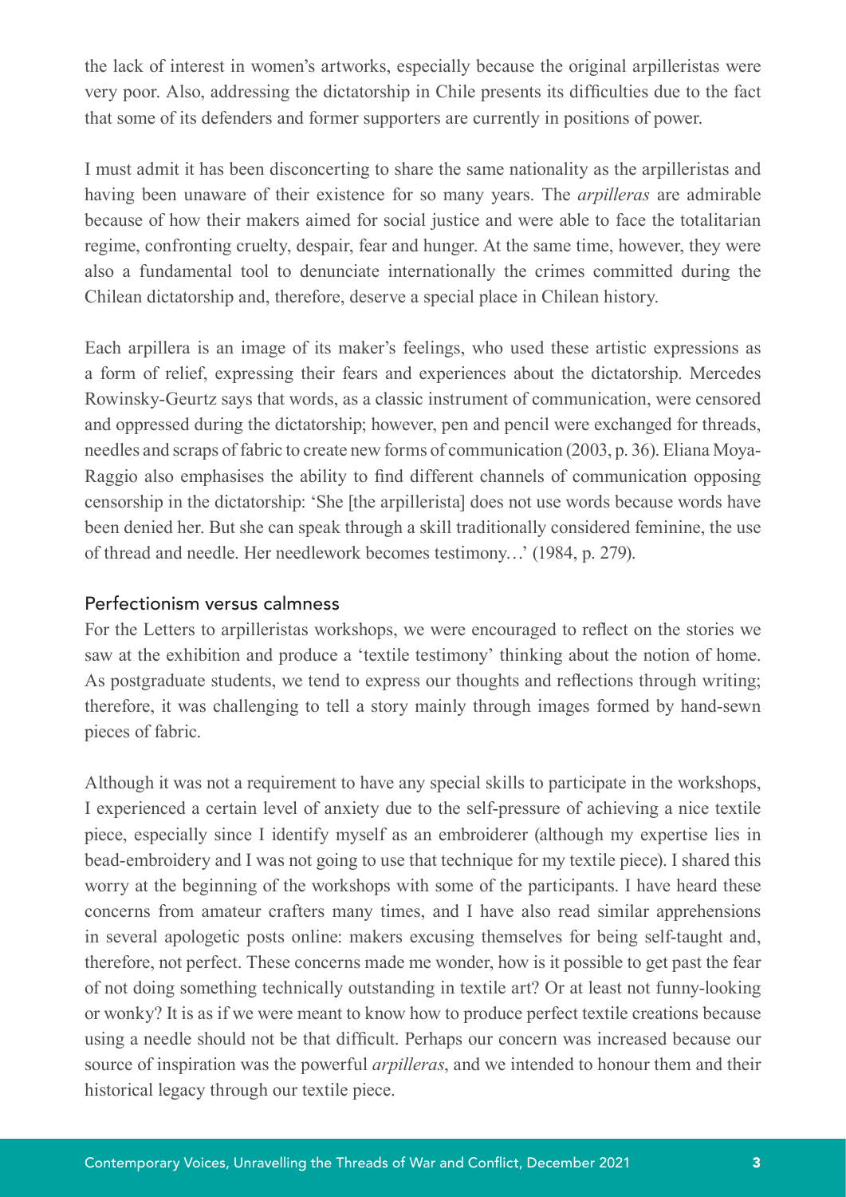the lack of interest in women's artworks, especially because the original arpilleristas were very poor. Also, addressing the dictatorship in Chile presents its difficulties due to the fact that some of its defenders and former supporters are currently in positions of power.

I must admit it has been disconcerting to share the same nationality as the arpilleristas and having been unaware of their existence for so many years. The *arpilleras* are admirable because of how their makers aimed for social justice and were able to face the totalitarian regime, confronting cruelty, despair, fear and hunger. At the same time, however, they were also a fundamental tool to denunciate internationally the crimes committed during the Chilean dictatorship and, therefore, deserve a special place in Chilean history.

Each arpillera is an image of its maker's feelings, who used these artistic expressions as a form of relief, expressing their fears and experiences about the dictatorship. Mercedes Rowinsky-Geurtz says that words, as a classic instrument of communication, were censored and oppressed during the dictatorship; however, pen and pencil were exchanged for threads, needles and scraps of fabric to create new forms of communication (2003, p. 36). Eliana Moya-Raggio also emphasises the ability to find different channels of communication opposing censorship in the dictatorship: 'She [the arpillerista] does not use words because words have been denied her. But she can speak through a skill traditionally considered feminine, the use of thread and needle. Her needlework becomes testimony…' (1984, p. 279).

## Perfectionism versus calmness

For the Letters to arpilleristas workshops, we were encouraged to reflect on the stories we saw at the exhibition and produce a 'textile testimony' thinking about the notion of home. As postgraduate students, we tend to express our thoughts and reflections through writing; therefore, it was challenging to tell a story mainly through images formed by hand-sewn pieces of fabric.

Although it was not a requirement to have any special skills to participate in the workshops, I experienced a certain level of anxiety due to the self-pressure of achieving a nice textile piece, especially since I identify myself as an embroiderer (although my expertise lies in bead-embroidery and I was not going to use that technique for my textile piece). I shared this worry at the beginning of the workshops with some of the participants. I have heard these concerns from amateur crafters many times, and I have also read similar apprehensions in several apologetic posts online: makers excusing themselves for being self-taught and, therefore, not perfect. These concerns made me wonder, how is it possible to get past the fear of not doing something technically outstanding in textile art? Or at least not funny-looking or wonky? It is as if we were meant to know how to produce perfect textile creations because using a needle should not be that difficult. Perhaps our concern was increased because our source of inspiration was the powerful *arpilleras*, and we intended to honour them and their historical legacy through our textile piece.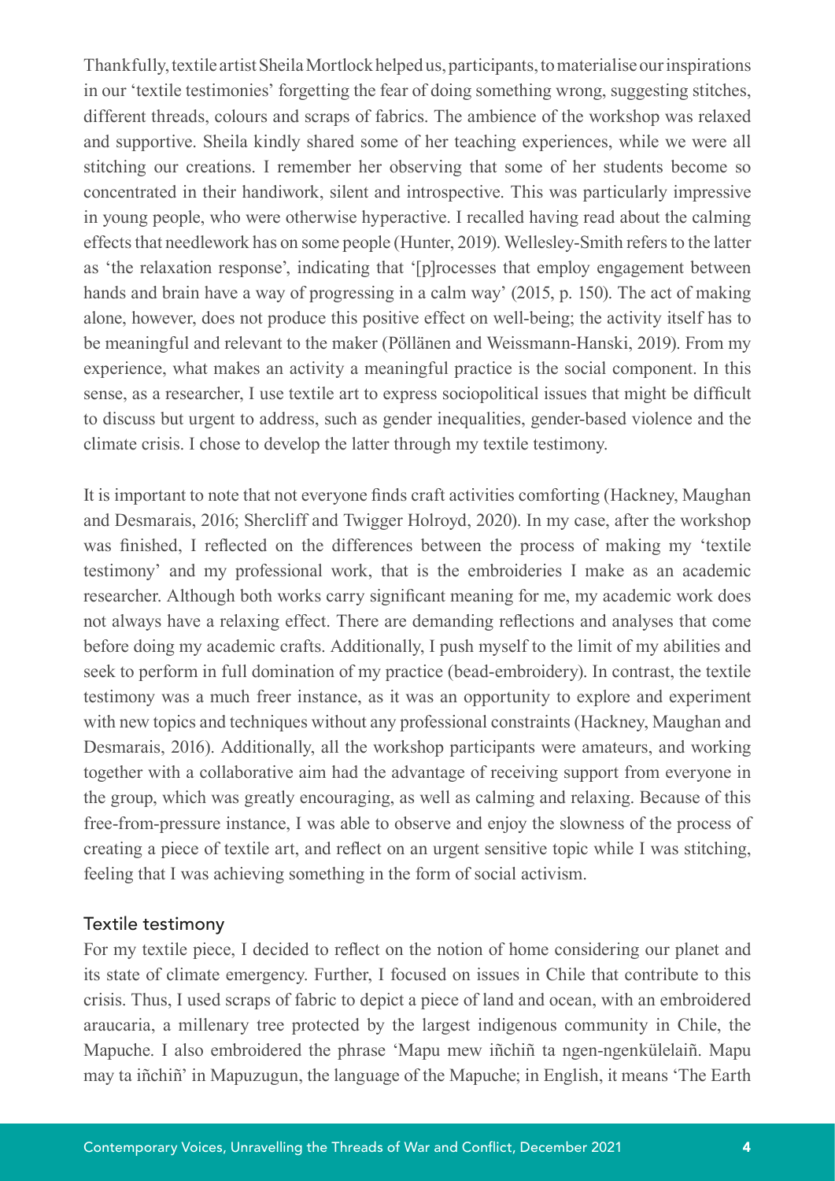Thankfully, textile artist Sheila Mortlock helped us, participants, to materialise our inspirations in our 'textile testimonies' forgetting the fear of doing something wrong, suggesting stitches, different threads, colours and scraps of fabrics. The ambience of the workshop was relaxed and supportive. Sheila kindly shared some of her teaching experiences, while we were all stitching our creations. I remember her observing that some of her students become so concentrated in their handiwork, silent and introspective. This was particularly impressive in young people, who were otherwise hyperactive. I recalled having read about the calming effects that needlework has on some people (Hunter, 2019). Wellesley-Smith refers to the latter as 'the relaxation response', indicating that '[p]rocesses that employ engagement between hands and brain have a way of progressing in a calm way' (2015, p. 150). The act of making alone, however, does not produce this positive effect on well-being; the activity itself has to be meaningful and relevant to the maker (Pöllänen and Weissmann-Hanski, 2019). From my experience, what makes an activity a meaningful practice is the social component. In this sense, as a researcher, I use textile art to express sociopolitical issues that might be difficult to discuss but urgent to address, such as gender inequalities, gender-based violence and the climate crisis. I chose to develop the latter through my textile testimony.

It is important to note that not everyone finds craft activities comforting (Hackney, Maughan and Desmarais, 2016; Shercliff and Twigger Holroyd, 2020). In my case, after the workshop was finished, I reflected on the differences between the process of making my 'textile testimony' and my professional work, that is the embroideries I make as an academic researcher. Although both works carry significant meaning for me, my academic work does not always have a relaxing effect. There are demanding reflections and analyses that come before doing my academic crafts. Additionally, I push myself to the limit of my abilities and seek to perform in full domination of my practice (bead-embroidery). In contrast, the textile testimony was a much freer instance, as it was an opportunity to explore and experiment with new topics and techniques without any professional constraints (Hackney, Maughan and Desmarais, 2016). Additionally, all the workshop participants were amateurs, and working together with a collaborative aim had the advantage of receiving support from everyone in the group, which was greatly encouraging, as well as calming and relaxing. Because of this free-from-pressure instance, I was able to observe and enjoy the slowness of the process of creating a piece of textile art, and reflect on an urgent sensitive topic while I was stitching, feeling that I was achieving something in the form of social activism.

## Textile testimony

For my textile piece, I decided to reflect on the notion of home considering our planet and its state of climate emergency. Further, I focused on issues in Chile that contribute to this crisis. Thus, I used scraps of fabric to depict a piece of land and ocean, with an embroidered araucaria, a millenary tree protected by the largest indigenous community in Chile, the Mapuche. I also embroidered the phrase 'Mapu mew iñchiñ ta ngen-ngenkülelaiñ. Mapu may ta iñchiñ' in Mapuzugun, the language of the Mapuche; in English, it means 'The Earth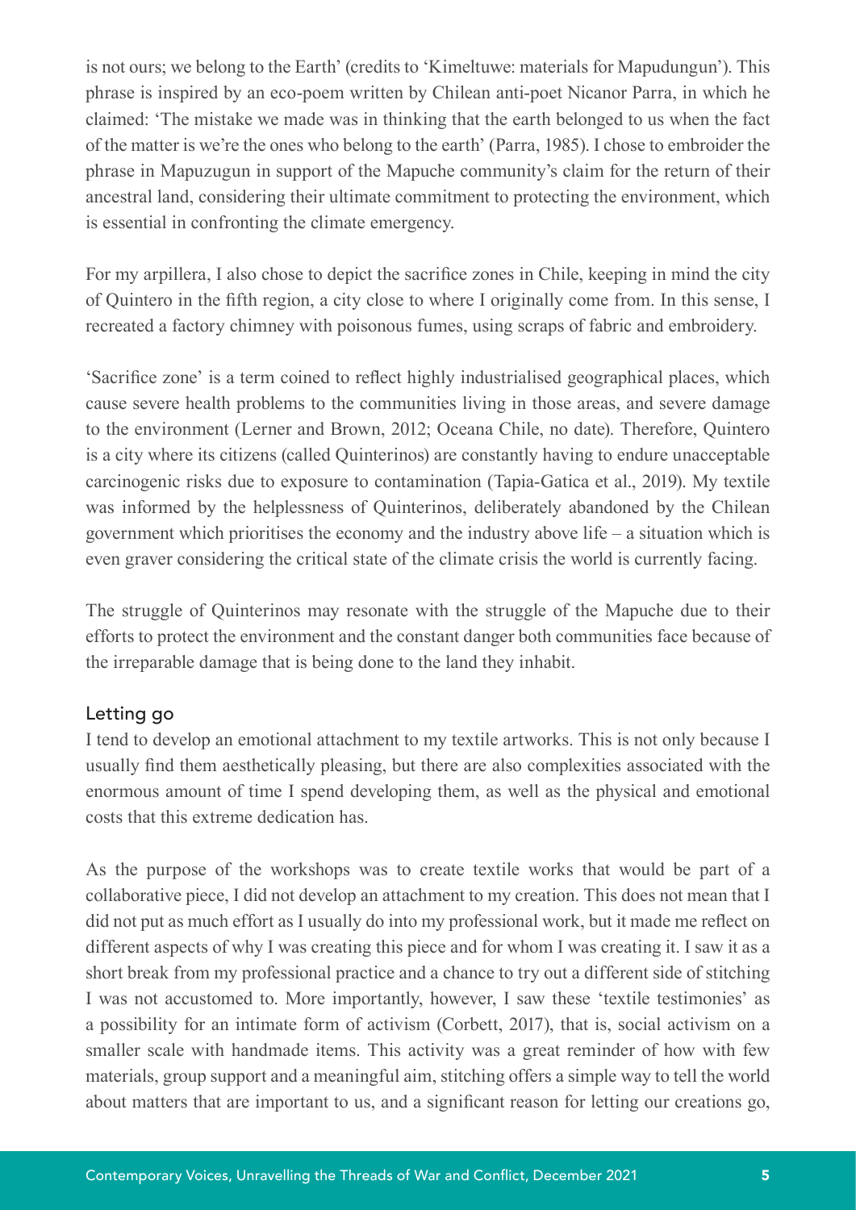is not ours; we belong to the Earth' (credits to 'Kimeltuwe: materials for Mapudungun'). This phrase is inspired by an eco-poem written by Chilean anti-poet Nicanor Parra, in which he claimed: 'The mistake we made was in thinking that the earth belonged to us when the fact of the matter is we're the ones who belong to the earth' (Parra, 1985). I chose to embroider the phrase in Mapuzugun in support of the Mapuche community's claim for the return of their ancestral land, considering their ultimate commitment to protecting the environment, which is essential in confronting the climate emergency.

For my arpillera, I also chose to depict the sacrifice zones in Chile, keeping in mind the city of Quintero in the fifth region, a city close to where I originally come from. In this sense, I recreated a factory chimney with poisonous fumes, using scraps of fabric and embroidery.

'Sacrifice zone' is a term coined to reflect highly industrialised geographical places, which cause severe health problems to the communities living in those areas, and severe damage to the environment (Lerner and Brown, 2012; Oceana Chile, no date). Therefore, Quintero is a city where its citizens (called Quinterinos) are constantly having to endure unacceptable carcinogenic risks due to exposure to contamination (Tapia-Gatica et al., 2019). My textile was informed by the helplessness of Quinterinos, deliberately abandoned by the Chilean government which prioritises the economy and the industry above life – a situation which is even graver considering the critical state of the climate crisis the world is currently facing.

The struggle of Quinterinos may resonate with the struggle of the Mapuche due to their efforts to protect the environment and the constant danger both communities face because of the irreparable damage that is being done to the land they inhabit.

### Letting go

I tend to develop an emotional attachment to my textile artworks. This is not only because I usually find them aesthetically pleasing, but there are also complexities associated with the enormous amount of time I spend developing them, as well as the physical and emotional costs that this extreme dedication has.

As the purpose of the workshops was to create textile works that would be part of a collaborative piece, I did not develop an attachment to my creation. This does not mean that I did not put as much effort as I usually do into my professional work, but it made me reflect on different aspects of why I was creating this piece and for whom I was creating it. I saw it as a short break from my professional practice and a chance to try out a different side of stitching I was not accustomed to. More importantly, however, I saw these 'textile testimonies' as a possibility for an intimate form of activism (Corbett, 2017), that is, social activism on a smaller scale with handmade items. This activity was a great reminder of how with few materials, group support and a meaningful aim, stitching offers a simple way to tell the world about matters that are important to us, and a significant reason for letting our creations go,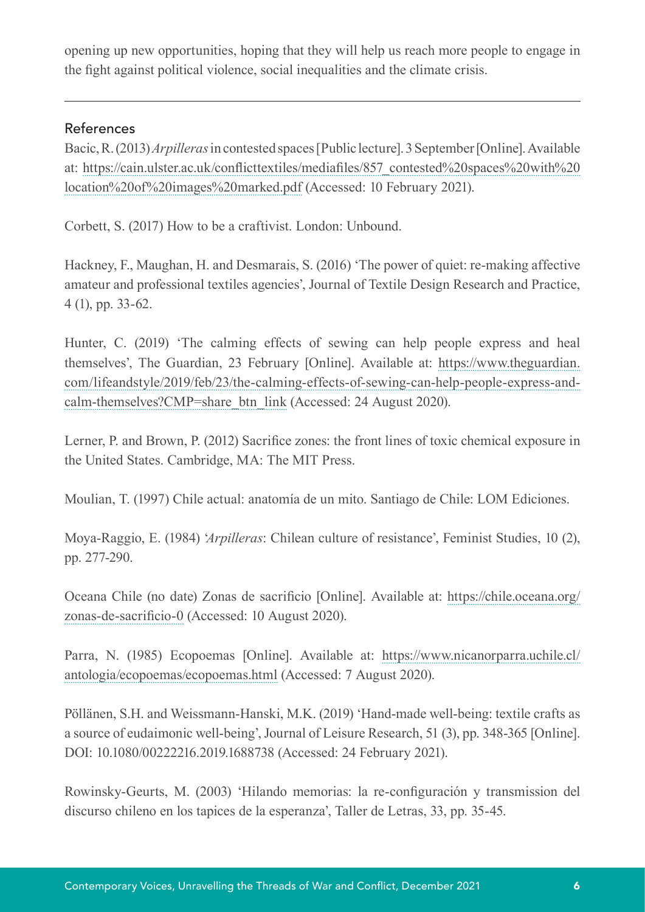opening up new opportunities, hoping that they will help us reach more people to engage in the fight against political violence, social inequalities and the climate crisis.

---

## References

Bacic, R. (2013) *Arpilleras* in contested spaces [Public lecture]. 3 September [Online]. Available at: https://cain.ulster.ac.uk/conflicttextiles/mediafiles/857_contested%20spaces%20with%20location%20of%20images%20marked.pdf (Accessed: 10 February 2021).

Corbett, S. (2017) How to be a craftivist. London: Unbound.

Hackney, F., Maughan, H. and Desmarais, S. (2016) 'The power of quiet: re-making affective amateur and professional textiles agencies', Journal of Textile Design Research and Practice, 4 (1), pp. 33-62.

Hunter, C. (2019) 'The calming effects of sewing can help people express and heal themselves', The Guardian, 23 February [Online]. Available at: https://www.theguardian.com/lifeandstyle/2019/feb/23/the-calming-effects-of-sewing-can-help-people-express-and-calm-themselves?CMP=share_btn_link (Accessed: 24 August 2020).

Lerner, P. and Brown, P. (2012) Sacrifice zones: the front lines of toxic chemical exposure in the United States. Cambridge, MA: The MIT Press.

Moulian, T. (1997) Chile actual: anatomía de un mito. Santiago de Chile: LOM Ediciones.

Moya-Raggio, E. (1984) '*Arpilleras*: Chilean culture of resistance', Feminist Studies, 10 (2), pp. 277-290.

Oceana Chile (no date) Zonas de sacrificio [Online]. Available at: https://chile.oceana.org/zonas-de-sacrificio-0 (Accessed: 10 August 2020).

Parra, N. (1985) Ecopoemas [Online]. Available at: https://www.nicanorparra.uchile.cl/antologia/ecopoemas/ecopoemas.html (Accessed: 7 August 2020).

Pöllänen, S.H. and Weissmann-Hanski, M.K. (2019) 'Hand-made well-being: textile crafts as a source of eudaimonic well-being', Journal of Leisure Research, 51 (3), pp. 348-365 [Online]. DOI: 10.1080/00222216.2019.1688738 (Accessed: 24 February 2021).

Rowinsky-Geurts, M. (2003) 'Hilando memorias: la re-configuración y transmission del discurso chileno en los tapices de la esperanza', Taller de Letras, 33, pp. 35-45.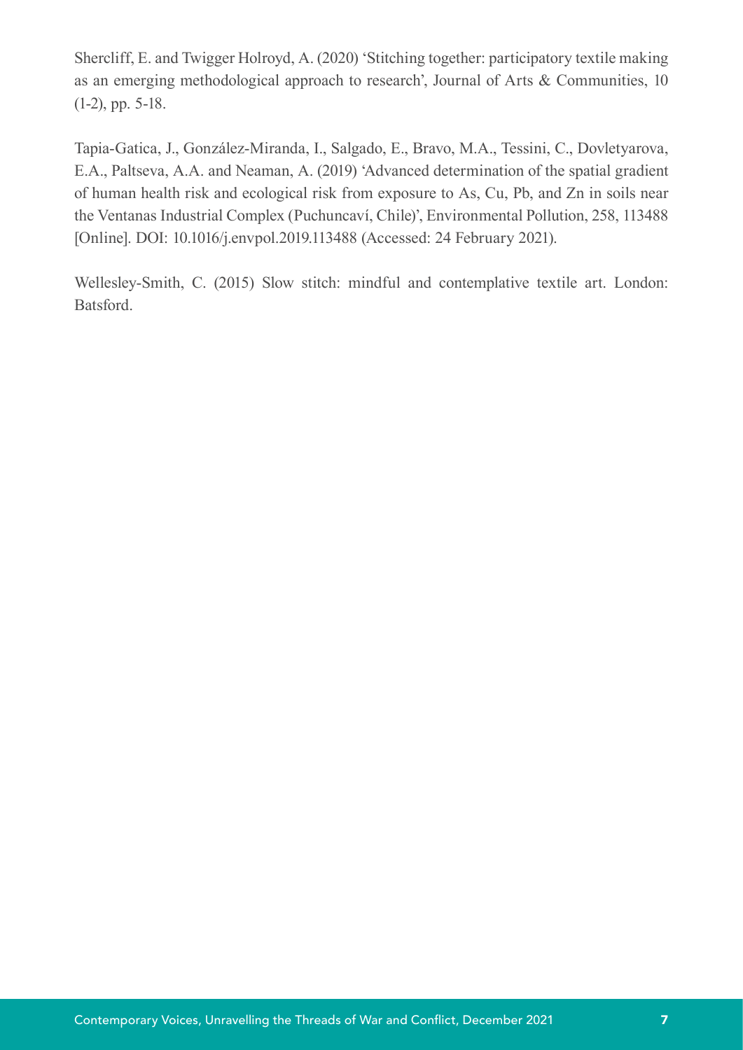Shercliff, E. and Twigger Holroyd, A. (2020) 'Stitching together: participatory textile making as an emerging methodological approach to research', Journal of Arts & Communities, 10 (1-2), pp. 5-18.

Tapia-Gatica, J., González-Miranda, I., Salgado, E., Bravo, M.A., Tessini, C., Dovletyarova, E.A., Paltseva, A.A. and Neaman, A. (2019) 'Advanced determination of the spatial gradient of human health risk and ecological risk from exposure to As, Cu, Pb, and Zn in soils near the Ventanas Industrial Complex (Puchuncaví, Chile)', Environmental Pollution, 258, 113488 [Online]. DOI: 10.1016/j.envpol.2019.113488 (Accessed: 24 February 2021).

Wellesley-Smith, C. (2015) Slow stitch: mindful and contemplative textile art. London: Batsford.